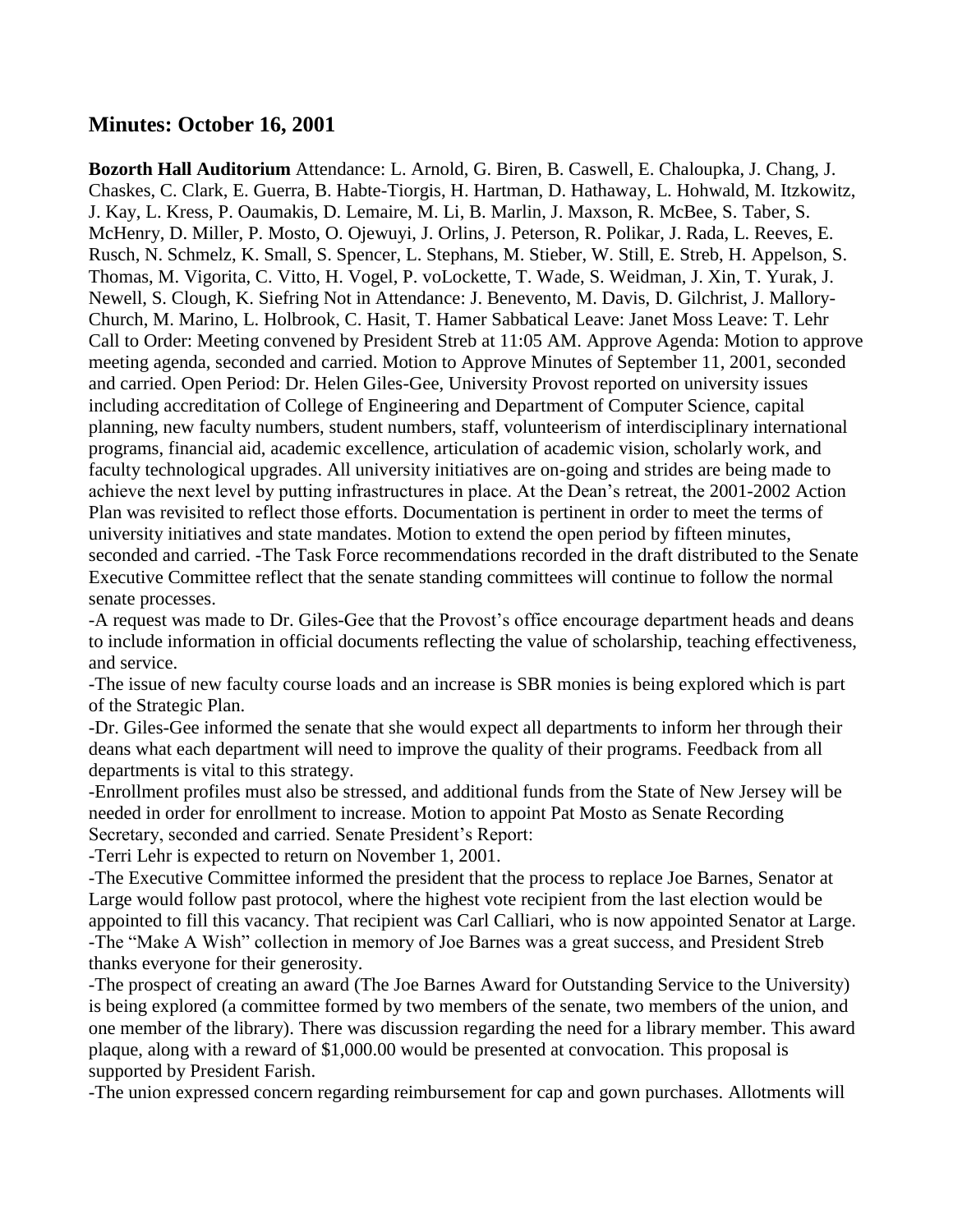## Minutes: October 16, 2001

**Bozorth Hall Auditorium** Attendance: L. Arnold, G. Biren, B. Caswell, E. Chaloupka, J. Chang, J. Chaskes, C. Clark, E. Guerra, B. Habte-Tiorgis, H. Hartman, D. Hathaway, L. Hohwald, M. Itzkowitz, J. Kay, L. Kress, P. Oaumakis, D. Lemaire, M. Li, B. Marlin, J. Maxson, R. McBee, S. Taber, S. McHenry, D. Miller, P. Mosto, O. Ojewuyi, J. Orlins, J. Peterson, R. Polikar, J. Rada, L. Reeves, E. Rusch, N. Schmelz, K. Small, S. Spencer, L. Stephans, M. Stieber, W. Still, E. Streb, H. Appelson, S. Thomas, M. Vigorita, C. Vitto, H. Vogel, P. voLockette, T. Wade, S. Weidman, J. Xin, T. Yurak, J. Newell, S. Clough, K. Siefring Not in Attendance: J. Benevento, M. Davis, D. Gilchrist, J. Mallory-Church, M. Marino, L. Holbrook, C. Hasit, T. Hamer Sabbatical Leave: Janet Moss Leave: T. Lehr Call to Order: Meeting convened by President Streb at 11:05 AM. Approve Agenda: Motion to approve meeting agenda, seconded and carried. Motion to Approve Minutes of September 11, 2001, seconded and carried. Open Period: Dr. Helen Giles-Gee, University Provost reported on university issues including accreditation of College of Engineering and Department of Computer Science, capital planning, new faculty numbers, student numbers, staff, volunteerism of interdisciplinary international programs, financial aid, academic excellence, articulation of academic vision, scholarly work, and faculty technological upgrades. All university initiatives are on-going and strides are being made to achieve the next level by putting infrastructures in place. At the Dean's retreat, the 2001-2002 Action Plan was revisited to reflect those efforts. Documentation is pertinent in order to meet the terms of university initiatives and state mandates. Motion to extend the open period by fifteen minutes, seconded and carried. -The Task Force recommendations recorded in the draft distributed to the Senate Executive Committee reflect that the senate standing committees will continue to follow the normal senate processes.

-A request was made to Dr. Giles-Gee that the Provost's office encourage department heads and deans to include information in official documents reflecting the value of scholarship, teaching effectiveness, and service.

-The issue of new faculty course loads and an increase is SBR monies is being explored which is part of the Strategic Plan.

-Dr. Giles-Gee informed the senate that she would expect all departments to inform her through their deans what each department will need to improve the quality of their programs. Feedback from all departments is vital to this strategy.

-Enrollment profiles must also be stressed, and additional funds from the State of New Jersey will be needed in order for enrollment to increase. Motion to appoint Pat Mosto as Senate Recording Secretary, seconded and carried. Senate President's Report:

-Terri Lehr is expected to return on November 1, 2001.

-The Executive Committee informed the president that the process to replace Joe Barnes, Senator at Large would follow past protocol, where the highest vote recipient from the last election would be appointed to fill this vacancy. That recipient was Carl Calliari, who is now appointed Senator at Large.

-The "Make A Wish" collection in memory of Joe Barnes was a great success, and President Streb thanks everyone for their generosity.

-The prospect of creating an award (The Joe Barnes Award for Outstanding Service to the University) is being explored (a committee formed by two members of the senate, two members of the union, and one member of the library). There was discussion regarding the need for a library member. This award plaque, along with a reward of $1,000.00 would be presented at convocation. This proposal is supported by President Farish.

-The union expressed concern regarding reimbursement for cap and gown purchases. Allotments will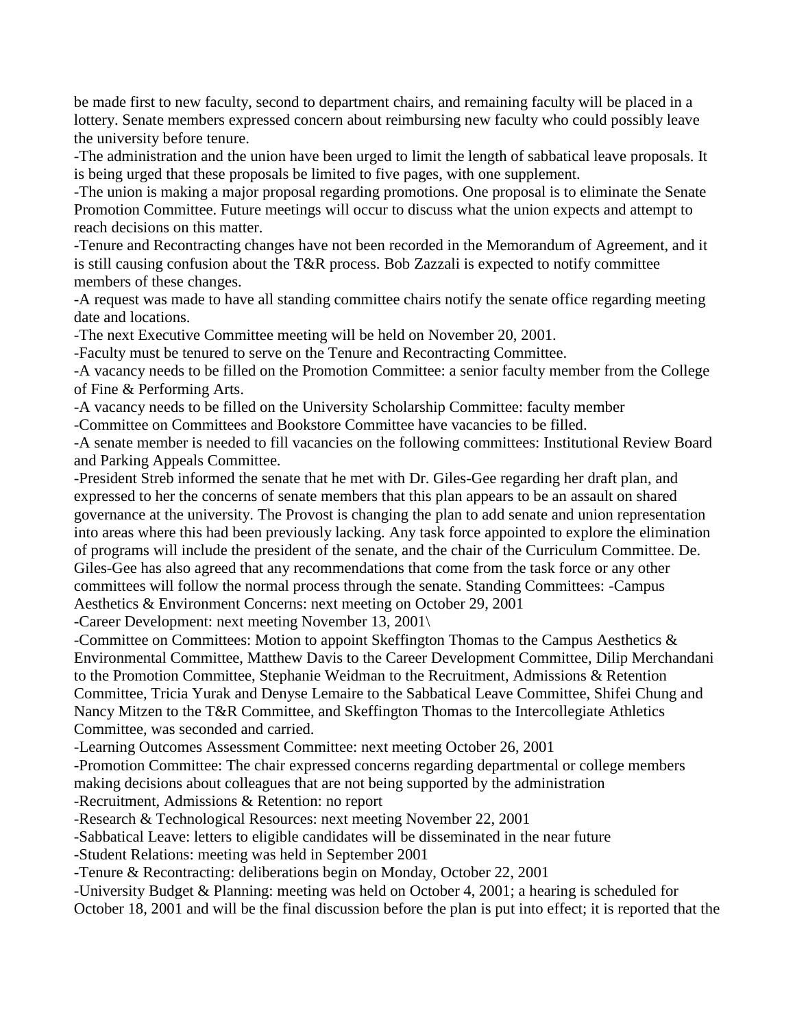be made first to new faculty, second to department chairs, and remaining faculty will be placed in a lottery. Senate members expressed concern about reimbursing new faculty who could possibly leave the university before tenure.

-The administration and the union have been urged to limit the length of sabbatical leave proposals. It is being urged that these proposals be limited to five pages, with one supplement.

-The union is making a major proposal regarding promotions. One proposal is to eliminate the Senate Promotion Committee. Future meetings will occur to discuss what the union expects and attempt to reach decisions on this matter.

-Tenure and Recontracting changes have not been recorded in the Memorandum of Agreement, and it is still causing confusion about the T&R process. Bob Zazzali is expected to notify committee members of these changes.

-A request was made to have all standing committee chairs notify the senate office regarding meeting date and locations.

-The next Executive Committee meeting will be held on November 20, 2001.

-Faculty must be tenured to serve on the Tenure and Recontracting Committee.

-A vacancy needs to be filled on the Promotion Committee: a senior faculty member from the College of Fine & Performing Arts.

-A vacancy needs to be filled on the University Scholarship Committee: faculty member

-Committee on Committees and Bookstore Committee have vacancies to be filled.

-A senate member is needed to fill vacancies on the following committees: Institutional Review Board and Parking Appeals Committee.

-President Streb informed the senate that he met with Dr. Giles-Gee regarding her draft plan, and expressed to her the concerns of senate members that this plan appears to be an assault on shared governance at the university. The Provost is changing the plan to add senate and union representation into areas where this had been previously lacking. Any task force appointed to explore the elimination of programs will include the president of the senate, and the chair of the Curriculum Committee. De. Giles-Gee has also agreed that any recommendations that come from the task force or any other committees will follow the normal process through the senate. Standing Committees: -Campus Aesthetics & Environment Concerns: next meeting on October 29, 2001

-Career Development: next meeting November 13, 2001\

-Committee on Committees: Motion to appoint Skeffington Thomas to the Campus Aesthetics & Environmental Committee, Matthew Davis to the Career Development Committee, Dilip Merchandani to the Promotion Committee, Stephanie Weidman to the Recruitment, Admissions & Retention Committee, Tricia Yurak and Denyse Lemaire to the Sabbatical Leave Committee, Shifei Chung and Nancy Mitzen to the T&R Committee, and Skeffington Thomas to the Intercollegiate Athletics Committee, was seconded and carried.

-Learning Outcomes Assessment Committee: next meeting October 26, 2001

-Promotion Committee: The chair expressed concerns regarding departmental or college members making decisions about colleagues that are not being supported by the administration

-Recruitment, Admissions & Retention: no report

-Research & Technological Resources: next meeting November 22, 2001

-Sabbatical Leave: letters to eligible candidates will be disseminated in the near future

-Student Relations: meeting was held in September 2001

-Tenure & Recontracting: deliberations begin on Monday, October 22, 2001

-University Budget & Planning: meeting was held on October 4, 2001; a hearing is scheduled for October 18, 2001 and will be the final discussion before the plan is put into effect; it is reported that the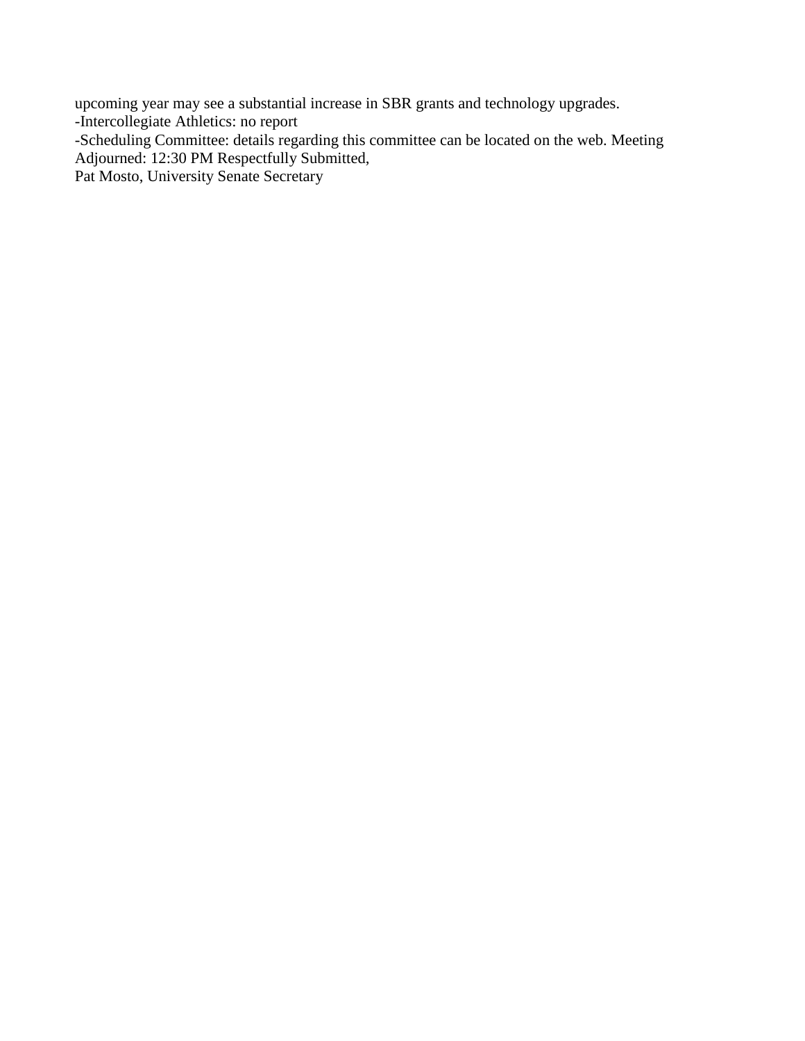upcoming year may see a substantial increase in SBR grants and technology upgrades.

-Intercollegiate Athletics: no report

-Scheduling Committee: details regarding this committee can be located on the web. Meeting Adjourned: 12:30 PM Respectfully Submitted,

Pat Mosto, University Senate Secretary